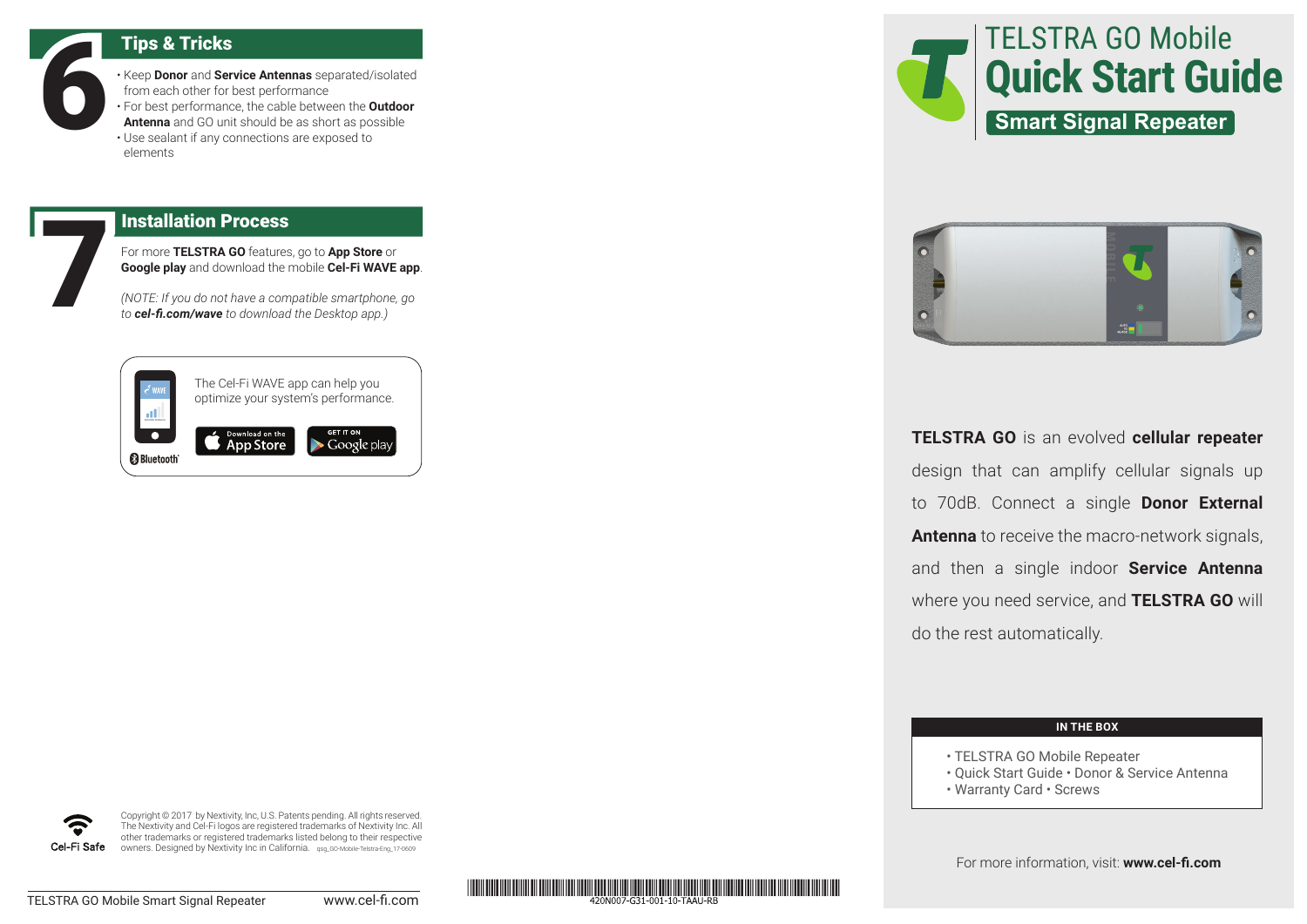## 6 Tips & Tricks

- Keep **Donor** and **Service Antennas** separated/isolated from each other for best performance
- For best performance, the cable between the **Outdoor Antenna** and GO unit should be as short as possible
- Use sealant if any connections are exposed to elements

## 7 Installation Process

For more **TELSTRA GO** features, go to **App Store** or **Google play** and download the mobile **Cel-Fi WAVE app**.

*(NOTE: If you do not have a compatible smartphone, go to **cel-fi.com/wave** to download the Desktop app.)*

The Cel-Fi WAVE app can help you optimize your system's performance.

Download on the App Store

GET IT ON Google play

Bluetooth

Cel-Fi Safe

Copyright © 2017 by Nextivity, Inc, U.S. Patents pending. All rights reserved. The Nextivity and Cel-Fi logos are registered trademarks of Nextivity Inc. All other trademarks or registered trademarks listed belong to their respective owners. Designed by Nextivity Inc in California. qsg_GO-Mobile-Telstra-Eng_17-0609

TELSTRA GO Mobile Smart Signal Repeater www.cel-fi.com

420N007-G31-001-10-TAAU-RB

# TELSTRA GO Mobile Quick Start Guide

## Smart Signal Repeater

**TELSTRA GO** is an evolved **cellular repeater** design that can amplify cellular signals up to 70dB. Connect a single **Donor External Antenna** to receive the macro-network signals, and then a single indoor **Service Antenna** where you need service, and **TELSTRA GO** will do the rest automatically.

**IN THE BOX**

- TELSTRA GO Mobile Repeater
- Quick Start Guide • Donor & Service Antenna
- Warranty Card • Screws

For more information, visit: **www.cel-fi.com**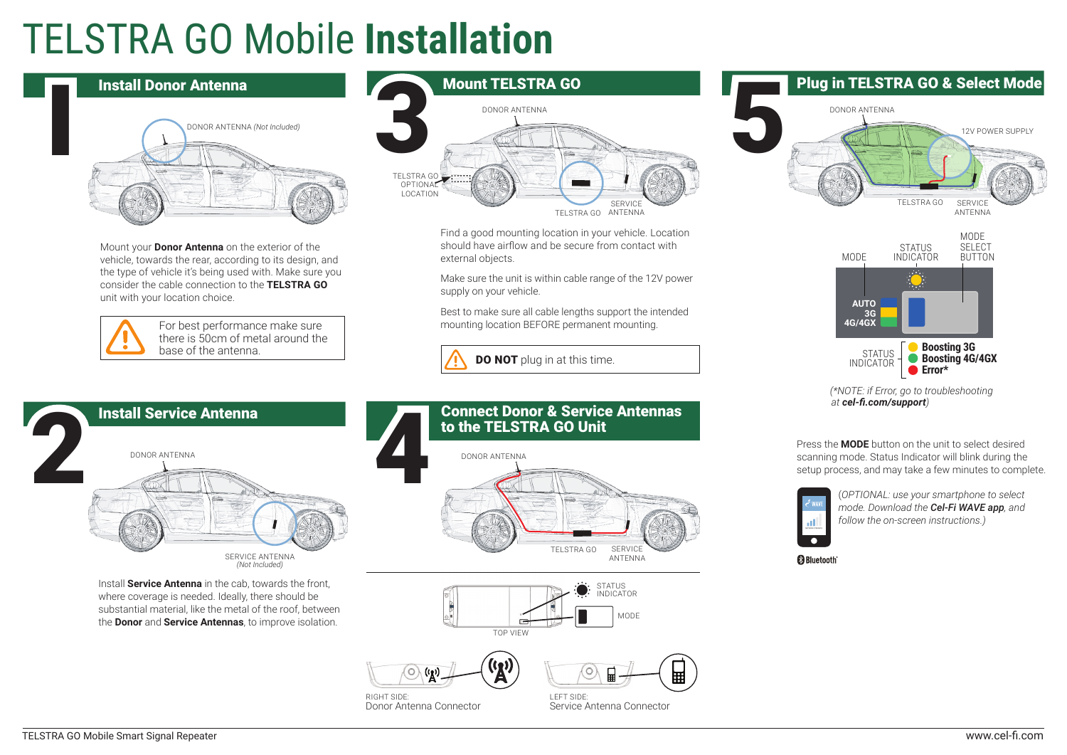# TELSTRA GO Mobile **Installation**

## 1 Install Donor Antenna

DONOR ANTENNA *(Not Included)*

Mount your **Donor Antenna** on the exterior of the vehicle, towards the rear, according to its design, and the type of vehicle it's being used with. Make sure you consider the cable connection to the **TELSTRA GO** unit with your location choice.

For best performance make sure there is 50cm of metal around the base of the antenna.

## 2 Install Service Antenna

DONOR ANTENNA

SERVICE ANTENNA
*(Not Included)*

Install **Service Antenna** in the cab, towards the front, where coverage is needed. Ideally, there should be substantial material, like the metal of the roof, between the **Donor** and **Service Antennas**, to improve isolation.

## 3 Mount TELSTRA GO

DONOR ANTENNA

TELSTRA GO OPTIONAL LOCATION

TELSTRA GO

SERVICE ANTENNA

Find a good mounting location in your vehicle. Location should have airflow and be secure from contact with external objects.

Make sure the unit is within cable range of the 12V power supply on your vehicle.

Best to make sure all cable lengths support the intended mounting location BEFORE permanent mounting.

**DO NOT** plug in at this time.

## 4 Connect Donor & Service Antennas to the TELSTRA GO Unit

DONOR ANTENNA

TELSTRA GO

SERVICE ANTENNA

STATUS INDICATOR

MODE

TOP VIEW

RIGHT SIDE:
Donor Antenna Connector

LEFT SIDE:
Service Antenna Connector

## 5 Plug in TELSTRA GO & Select Mode

DONOR ANTENNA

12V POWER SUPPLY

TELSTRA GO

SERVICE ANTENNA

MODE

STATUS INDICATOR

MODE SELECT BUTTON

**AUTO**
**3G**
**4G/4GX**

STATUS INDICATOR

- **Boosting 3G**
- **Boosting 4G/4GX**
- **Error***

*(*NOTE: if Error, go to troubleshooting at **cel-fi.com/support**)*

Press the **MODE** button on the unit to select desired scanning mode. Status Indicator will blink during the setup process, and may take a few minutes to complete.

*(OPTIONAL: use your smartphone to select mode. Download the **Cel-Fi WAVE app**, and follow the on-screen instructions.)*

Bluetooth

TELSTRA GO Mobile Smart Signal Repeater

www.cel-fi.com